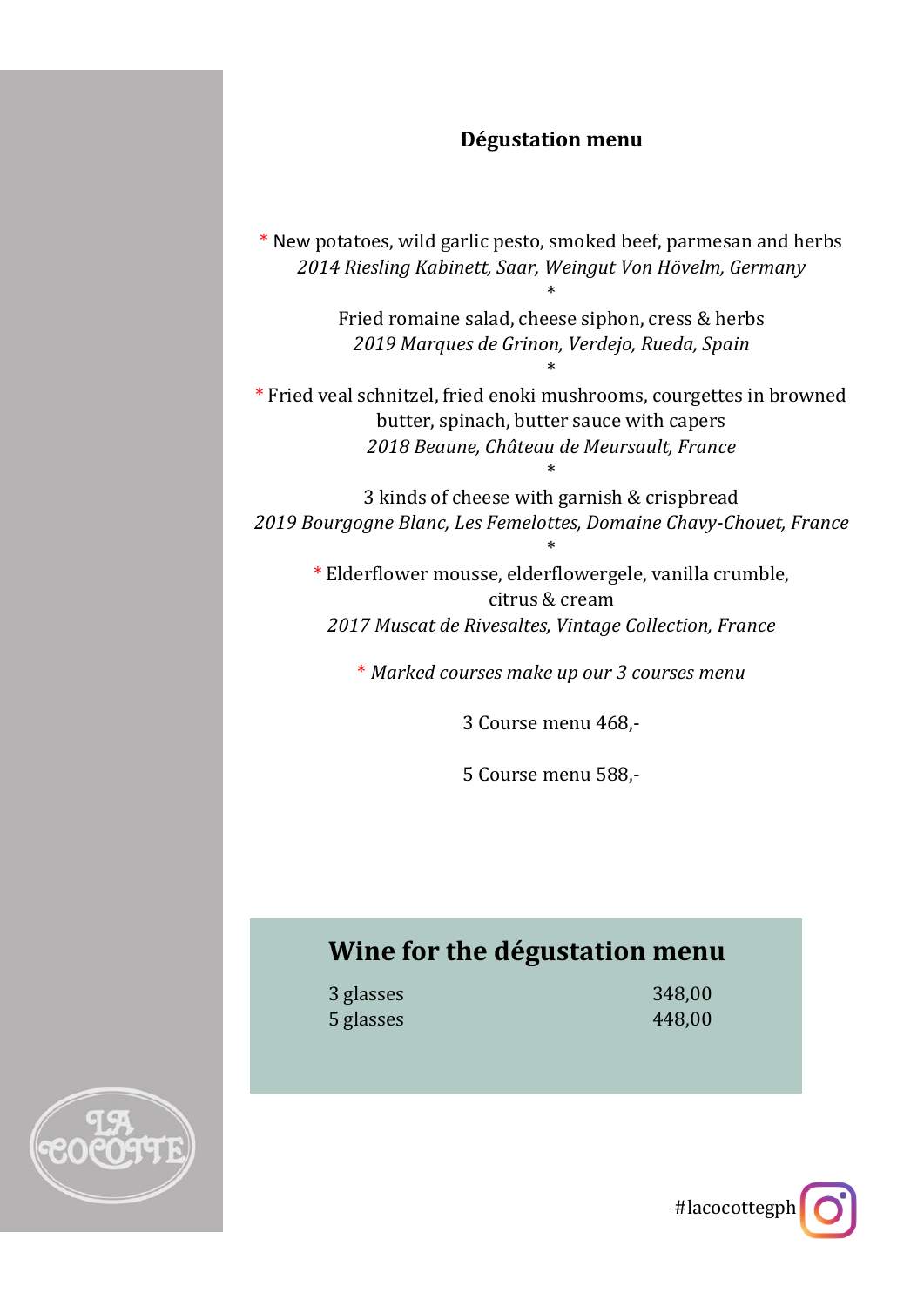## Dégustation menu

\* New potatoes, wild garlic pesto, smoked beef, parmesan and herbs  
*2014 Riesling Kabinett, Saar, Weingut Von Hövelm, Germany*

\*

Fried romaine salad, cheese siphon, cress & herbs  
*2019 Marques de Grinon, Verdejo, Rueda, Spain*

\*

\* Fried veal schnitzel, fried enoki mushrooms, courgettes in browned butter, spinach, butter sauce with capers  
*2018 Beaune, Château de Meursault, France*

\*

3 kinds of cheese with garnish & crispbread  
*2019 Bourgogne Blanc, Les Femelottes, Domaine Chavy-Chouet, France*

\*

\* Elderflower mousse, elderflowergele, vanilla crumble, citrus & cream  
*2017 Muscat de Rivesaltes, Vintage Collection, France*

\* *Marked courses make up our 3 courses menu*

3 Course menu 468,-

5 Course menu 588,-

## Wine for the dégustation menu

| | |
|---|---|
| 3 glasses | 348,00 |
| 5 glasses | 448,00 |

LA COCOTTE

#lacocottegph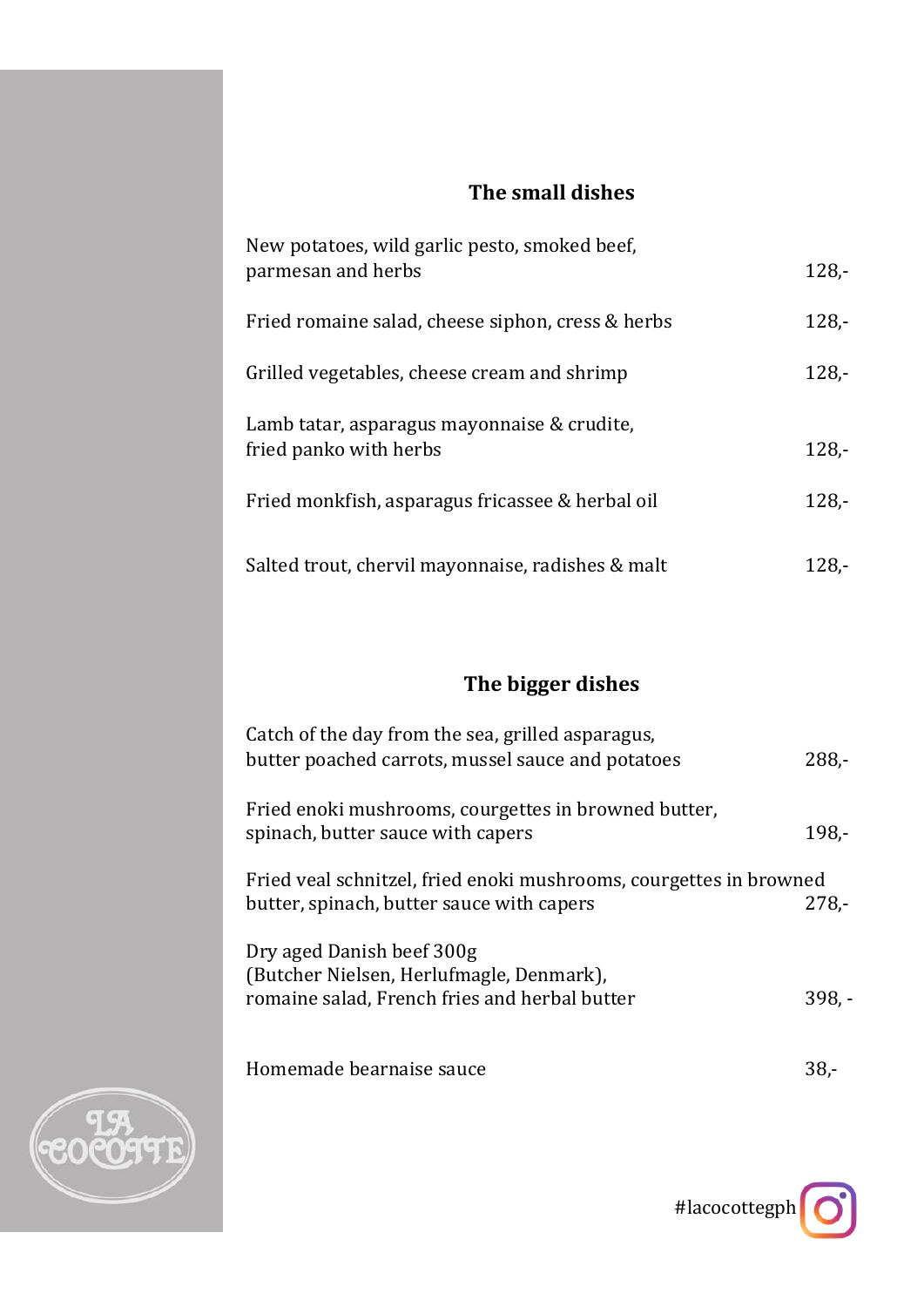## The small dishes

New potatoes, wild garlic pesto, smoked beef, parmesan and herbs — 128,-

Fried romaine salad, cheese siphon, cress & herbs — 128,-

Grilled vegetables, cheese cream and shrimp — 128,-

Lamb tatar, asparagus mayonnaise & crudite, fried panko with herbs — 128,-

Fried monkfish, asparagus fricassee & herbal oil — 128,-

Salted trout, chervil mayonnaise, radishes & malt — 128,-

## The bigger dishes

Catch of the day from the sea, grilled asparagus, butter poached carrots, mussel sauce and potatoes — 288,-

Fried enoki mushrooms, courgettes in browned butter, spinach, butter sauce with capers — 198,-

Fried veal schnitzel, fried enoki mushrooms, courgettes in browned butter, spinach, butter sauce with capers — 278,-

Dry aged Danish beef 300g
(Butcher Nielsen, Herlufmagle, Denmark),
romaine salad, French fries and herbal butter — 398, -

Homemade bearnaise sauce — 38,-

LA COCOTTE

#lacocottegph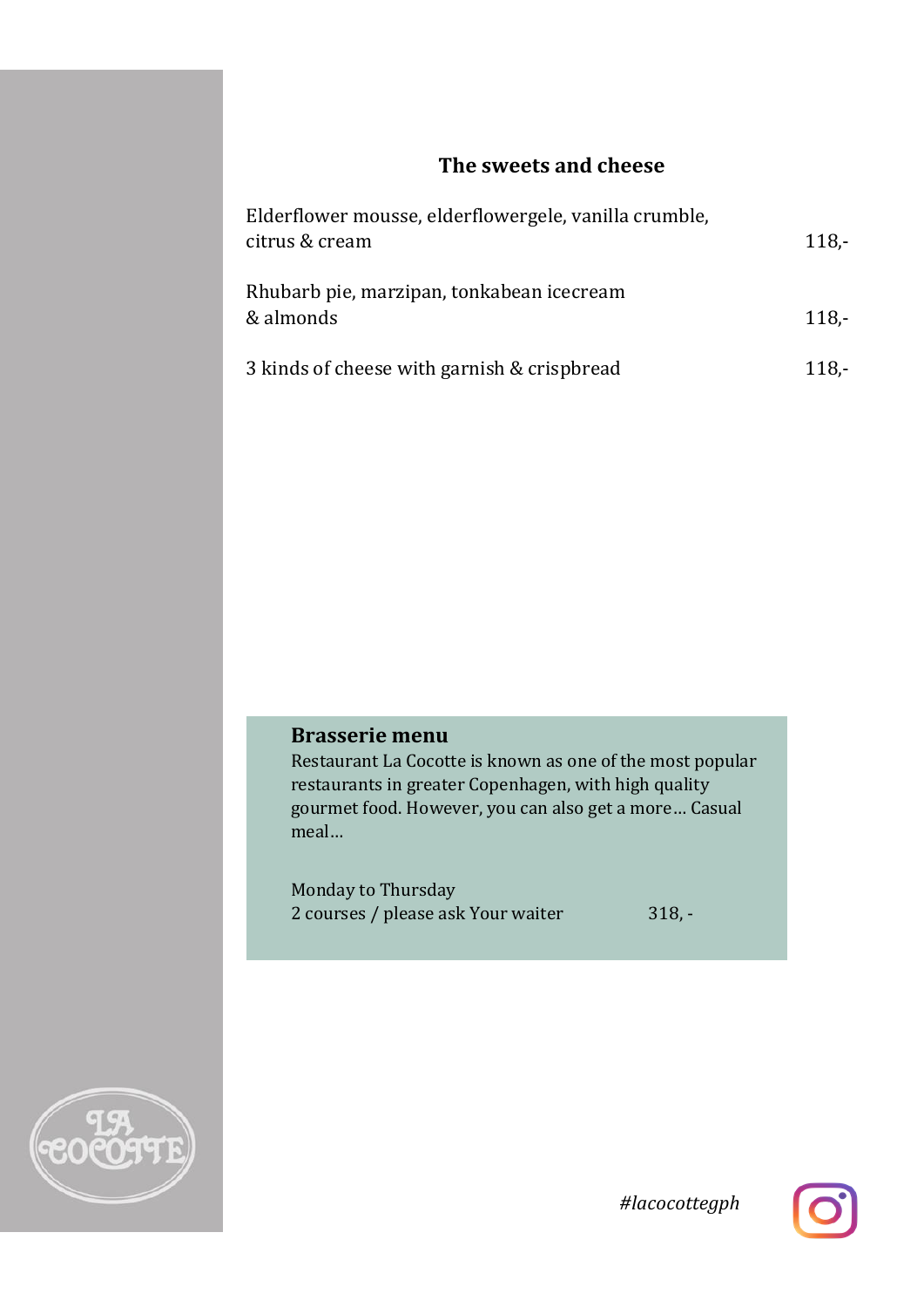## The sweets and cheese

| | |
|---|---|
| Elderflower mousse, elderflowergele, vanilla crumble, citrus & cream | 118,- |
| Rhubarb pie, marzipan, tonkabean icecream & almonds | 118,- |
| 3 kinds of cheese with garnish & crispbread | 118,- |

**Brasserie menu**

Restaurant La Cocotte is known as one of the most popular restaurants in greater Copenhagen, with high quality gourmet food. However, you can also get a more… Casual meal…

Monday to Thursday
2 courses / please ask Your waiter 318, -

*#lacocottegph*